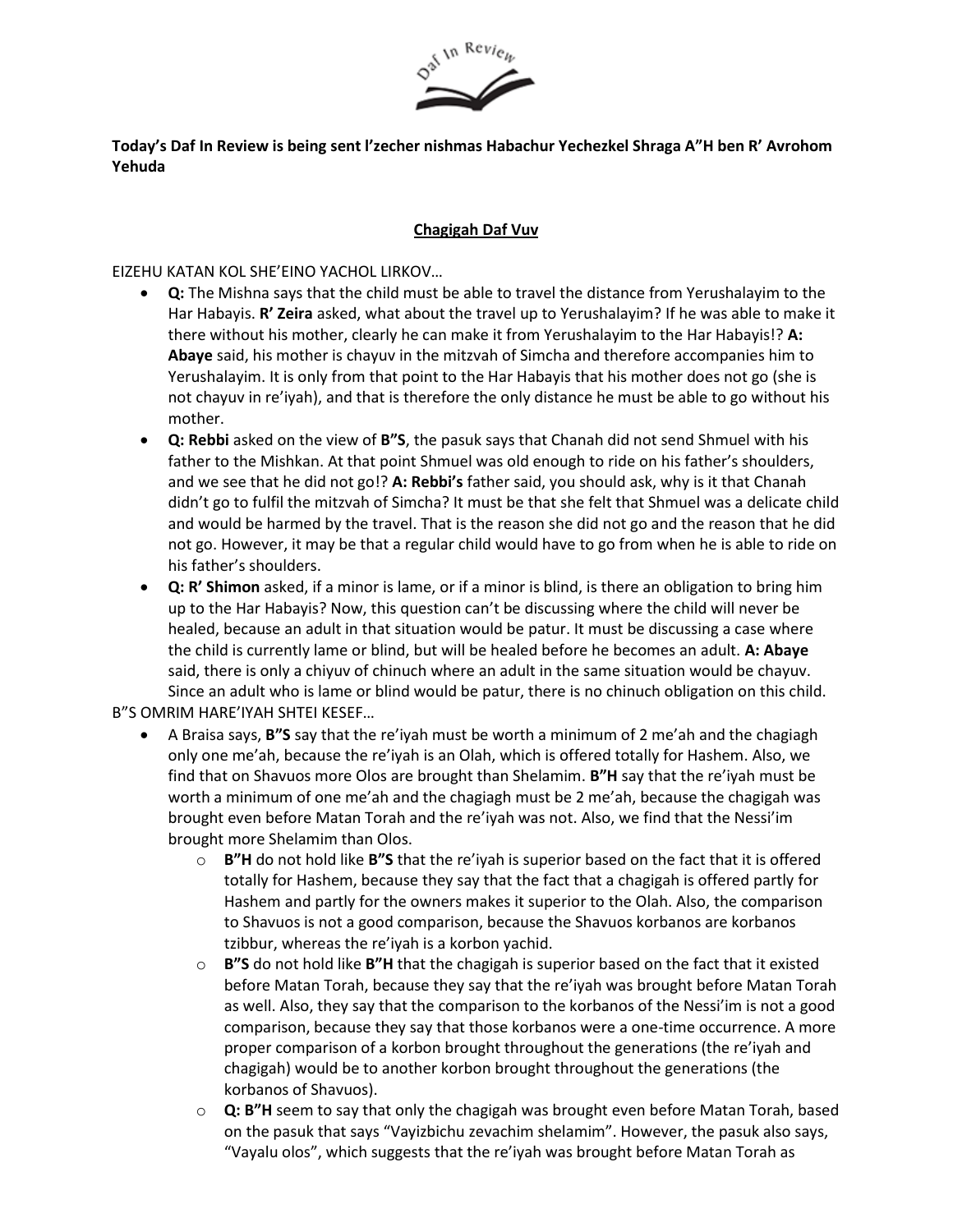**Today's Daf In Review is being sent l'zecher nishmas Habachur Yechezkel Shraga A"H ben R' Avrohom Yehuda**

## Chagigah Daf Vuv

EIZEHU KATAN KOL SHE'EINO YACHOL LIRKOV…

- **Q:** The Mishna says that the child must be able to travel the distance from Yerushalayim to the Har Habayis. **R' Zeira** asked, what about the travel up to Yerushalayim? If he was able to make it there without his mother, clearly he can make it from Yerushalayim to the Har Habayis!? **A: Abaye** said, his mother is chayuv in the mitzvah of Simcha and therefore accompanies him to Yerushalayim. It is only from that point to the Har Habayis that his mother does not go (she is not chayuv in re'iyah), and that is therefore the only distance he must be able to go without his mother.
- **Q: Rebbi** asked on the view of **B"S**, the pasuk says that Chanah did not send Shmuel with his father to the Mishkan. At that point Shmuel was old enough to ride on his father's shoulders, and we see that he did not go!? **A: Rebbi's** father said, you should ask, why is it that Chanah didn't go to fulfil the mitzvah of Simcha? It must be that she felt that Shmuel was a delicate child and would be harmed by the travel. That is the reason she did not go and the reason that he did not go. However, it may be that a regular child would have to go from when he is able to ride on his father's shoulders.
- **Q: R' Shimon** asked, if a minor is lame, or if a minor is blind, is there an obligation to bring him up to the Har Habayis? Now, this question can't be discussing where the child will never be healed, because an adult in that situation would be patur. It must be discussing a case where the child is currently lame or blind, but will be healed before he becomes an adult. **A: Abaye** said, there is only a chiyuv of chinuch where an adult in the same situation would be chayuv. Since an adult who is lame or blind would be patur, there is no chinuch obligation on this child.

B"S OMRIM HARE'IYAH SHTEI KESEF…

- A Braisa says, **B"S** say that the re'iyah must be worth a minimum of 2 me'ah and the chagiagh only one me'ah, because the re'iyah is an Olah, which is offered totally for Hashem. Also, we find that on Shavuos more Olos are brought than Shelamim. **B"H** say that the re'iyah must be worth a minimum of one me'ah and the chagiagh must be 2 me'ah, because the chagigah was brought even before Matan Torah and the re'iyah was not. Also, we find that the Nessi'im brought more Shelamim than Olos.
  - **B"H** do not hold like **B"S** that the re'iyah is superior based on the fact that it is offered totally for Hashem, because they say that the fact that a chagigah is offered partly for Hashem and partly for the owners makes it superior to the Olah. Also, the comparison to Shavuos is not a good comparison, because the Shavuos korbanos are korbanos tzibbur, whereas the re'iyah is a korbon yachid.
  - **B"S** do not hold like **B"H** that the chagigah is superior based on the fact that it existed before Matan Torah, because they say that the re'iyah was brought before Matan Torah as well. Also, they say that the comparison to the korbanos of the Nessi'im is not a good comparison, because they say that those korbanos were a one-time occurrence. A more proper comparison of a korbon brought throughout the generations (the re'iyah and chagigah) would be to another korbon brought throughout the generations (the korbanos of Shavuos).
  - **Q: B"H** seem to say that only the chagigah was brought even before Matan Torah, based on the pasuk that says "Vayizbichu zevachim shelamim". However, the pasuk also says, "Vayalu olos", which suggests that the re'iyah was brought before Matan Torah as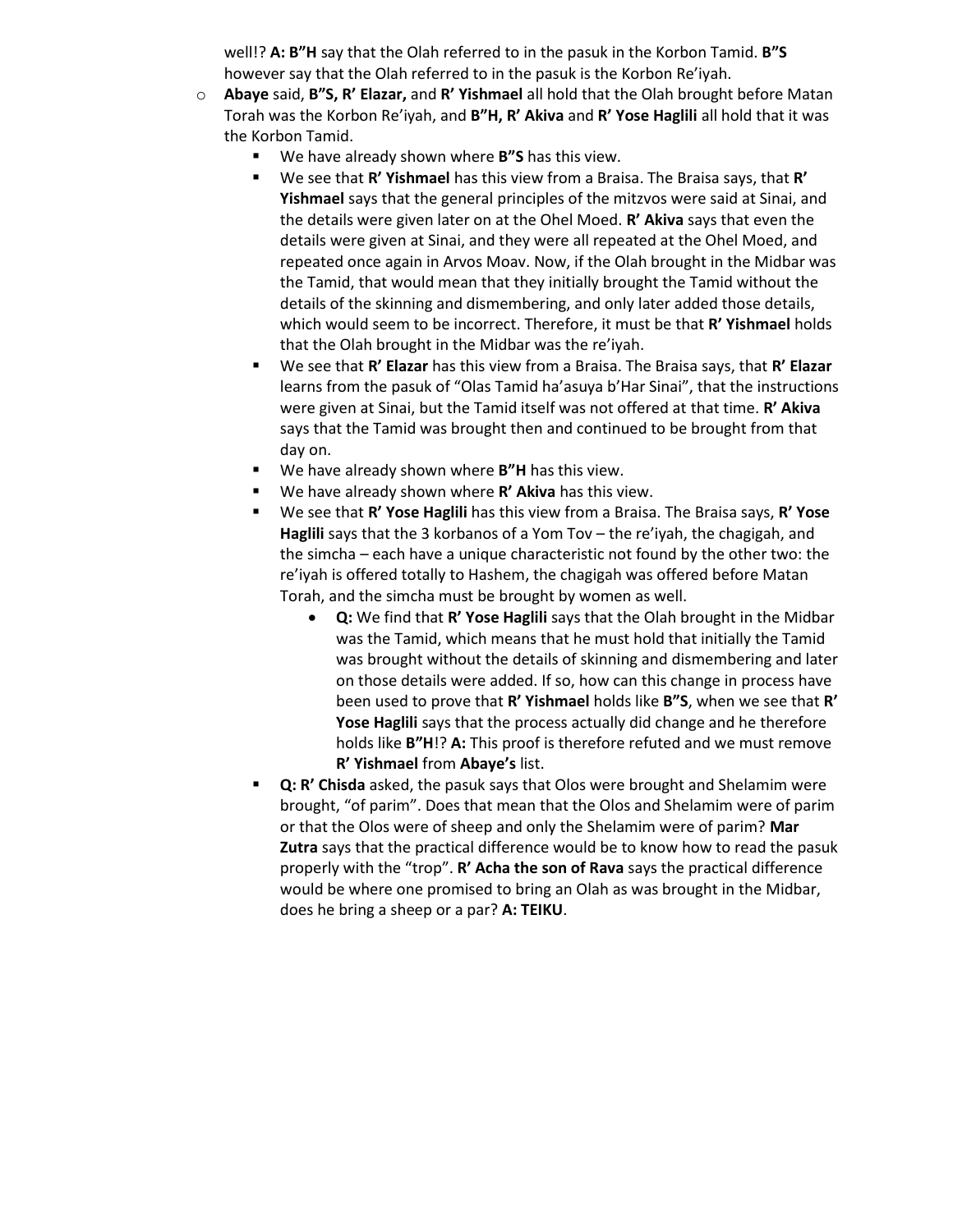well!? **A: B"H** say that the Olah referred to in the pasuk in the Korbon Tamid. **B"S** however say that the Olah referred to in the pasuk is the Korbon Re'iyah.

- **Abaye** said, **B"S, R' Elazar,** and **R' Yishmael** all hold that the Olah brought before Matan Torah was the Korbon Re'iyah, and **B"H, R' Akiva** and **R' Yose Haglili** all hold that it was the Korbon Tamid.
  - We have already shown where **B"S** has this view.
  - We see that **R' Yishmael** has this view from a Braisa. The Braisa says, that **R' Yishmael** says that the general principles of the mitzvos were said at Sinai, and the details were given later on at the Ohel Moed. **R' Akiva** says that even the details were given at Sinai, and they were all repeated at the Ohel Moed, and repeated once again in Arvos Moav. Now, if the Olah brought in the Midbar was the Tamid, that would mean that they initially brought the Tamid without the details of the skinning and dismembering, and only later added those details, which would seem to be incorrect. Therefore, it must be that **R' Yishmael** holds that the Olah brought in the Midbar was the re'iyah.
  - We see that **R' Elazar** has this view from a Braisa. The Braisa says, that **R' Elazar** learns from the pasuk of "Olas Tamid ha'asuya b'Har Sinai", that the instructions were given at Sinai, but the Tamid itself was not offered at that time. **R' Akiva** says that the Tamid was brought then and continued to be brought from that day on.
  - We have already shown where **B"H** has this view.
  - We have already shown where **R' Akiva** has this view.
  - We see that **R' Yose Haglili** has this view from a Braisa. The Braisa says, **R' Yose Haglili** says that the 3 korbanos of a Yom Tov – the re'iyah, the chagigah, and the simcha – each have a unique characteristic not found by the other two: the re'iyah is offered totally to Hashem, the chagigah was offered before Matan Torah, and the simcha must be brought by women as well.
    - **Q:** We find that **R' Yose Haglili** says that the Olah brought in the Midbar was the Tamid, which means that he must hold that initially the Tamid was brought without the details of skinning and dismembering and later on those details were added. If so, how can this change in process have been used to prove that **R' Yishmael** holds like **B"S**, when we see that **R' Yose Haglili** says that the process actually did change and he therefore holds like **B"H**!? **A:** This proof is therefore refuted and we must remove **R' Yishmael** from **Abaye's** list.
  - **Q: R' Chisda** asked, the pasuk says that Olos were brought and Shelamim were brought, "of parim". Does that mean that the Olos and Shelamim were of parim or that the Olos were of sheep and only the Shelamim were of parim? **Mar Zutra** says that the practical difference would be to know how to read the pasuk properly with the "trop". **R' Acha the son of Rava** says the practical difference would be where one promised to bring an Olah as was brought in the Midbar, does he bring a sheep or a par? **A: TEIKU**.